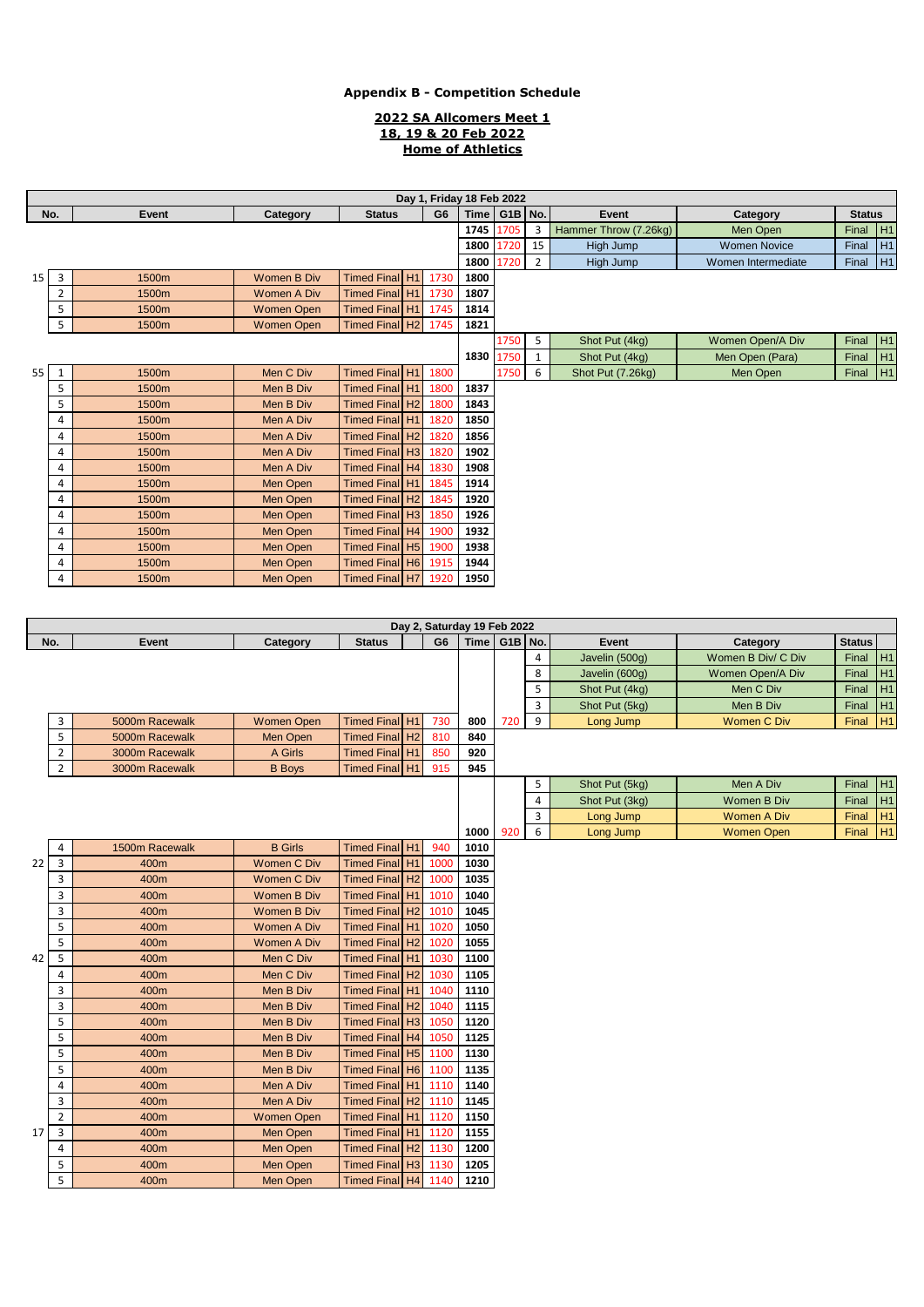# Appendix B - Competition Schedule

## 2022 SA Allcomers Meet 1
## 18, 19 & 20 Feb 2022
## Home of Athletics

**Day 1, Friday 18 Feb 2022**

| | No. | Event | Category | Status | | G6 | Time | G1B | No. | Event | Category | Status | |
|---|---|---|---|---|---|---|---|---|---|---|---|---|---|
| | | | | | | | 1745 | 1705 | 3 | Hammer Throw (7.26kg) | Men Open | Final | H1 |
| | | | | | | | 1800 | 1720 | 15 | High Jump | Women Novice | Final | H1 |
| | | | | | | | 1800 | 1720 | 2 | High Jump | Women Intermediate | Final | H1 |
| 15 | 3 | 1500m | Women B Div | Timed Final | H1 | 1730 | 1800 | | | | | | |
| | 2 | 1500m | Women A Div | Timed Final | H1 | 1730 | 1807 | | | | | | |
| | 5 | 1500m | Women Open | Timed Final | H1 | 1745 | 1814 | | | | | | |
| | 5 | 1500m | Women Open | Timed Final | H2 | 1745 | 1821 | | | | | | |
| | | | | | | | | 1750 | 5 | Shot Put (4kg) | Women Open/A Div | Final | H1 |
| | | | | | | | 1830 | 1750 | 1 | Shot Put (4kg) | Men Open (Para) | Final | H1 |
| 55 | 1 | 1500m | Men C Div | Timed Final | H1 | 1800 | | 1750 | 6 | Shot Put (7.26kg) | Men Open | Final | H1 |
| | 5 | 1500m | Men B Div | Timed Final | H1 | 1800 | 1837 | | | | | | |
| | 5 | 1500m | Men B Div | Timed Final | H2 | 1800 | 1843 | | | | | | |
| | 4 | 1500m | Men A Div | Timed Final | H1 | 1820 | 1850 | | | | | | |
| | 4 | 1500m | Men A Div | Timed Final | H2 | 1820 | 1856 | | | | | | |
| | 4 | 1500m | Men A Div | Timed Final | H3 | 1820 | 1902 | | | | | | |
| | 4 | 1500m | Men A Div | Timed Final | H4 | 1830 | 1908 | | | | | | |
| | 4 | 1500m | Men Open | Timed Final | H1 | 1845 | 1914 | | | | | | |
| | 4 | 1500m | Men Open | Timed Final | H2 | 1845 | 1920 | | | | | | |
| | 4 | 1500m | Men Open | Timed Final | H3 | 1850 | 1926 | | | | | | |
| | 4 | 1500m | Men Open | Timed Final | H4 | 1900 | 1932 | | | | | | |
| | 4 | 1500m | Men Open | Timed Final | H5 | 1900 | 1938 | | | | | | |
| | 4 | 1500m | Men Open | Timed Final | H6 | 1915 | 1944 | | | | | | |
| | 4 | 1500m | Men Open | Timed Final | H7 | 1920 | 1950 | | | | | | |

**Day 2, Saturday 19 Feb 2022**

| | No. | Event | Category | Status | | G6 | Time | G1B | No. | Event | Category | Status | |
|---|---|---|---|---|---|---|---|---|---|---|---|---|---|
| | | | | | | | | | 4 | Javelin (500g) | Women B Div/ C Div | Final | H1 |
| | | | | | | | | | 8 | Javelin (600g) | Women Open/A Div | Final | H1 |
| | | | | | | | | | 5 | Shot Put (4kg) | Men C Div | Final | H1 |
| | | | | | | | | | 3 | Shot Put (5kg) | Men B Div | Final | H1 |
| | 3 | 5000m Racewalk | Women Open | Timed Final | H1 | 730 | 800 | 720 | 9 | Long Jump | Women C Div | Final | H1 |
| | 5 | 5000m Racewalk | Men Open | Timed Final | H2 | 810 | 840 | | | | | | |
| | 2 | 3000m Racewalk | A Girls | Timed Final | H1 | 850 | 920 | | | | | | |
| | 2 | 3000m Racewalk | B Boys | Timed Final | H1 | 915 | 945 | | | | | | |
| | | | | | | | | | 5 | Shot Put (5kg) | Men A Div | Final | H1 |
| | | | | | | | | | 4 | Shot Put (3kg) | Women B Div | Final | H1 |
| | | | | | | | | | 3 | Long Jump | Women A Div | Final | H1 |
| | | | | | | | 1000 | 920 | 6 | Long Jump | Women Open | Final | H1 |
| | 4 | 1500m Racewalk | B Girls | Timed Final | H1 | 940 | 1010 | | | | | | |
| 22 | 3 | 400m | Women C Div | Timed Final | H1 | 1000 | 1030 | | | | | | |
| | 3 | 400m | Women C Div | Timed Final | H2 | 1000 | 1035 | | | | | | |
| | 3 | 400m | Women B Div | Timed Final | H1 | 1010 | 1040 | | | | | | |
| | 3 | 400m | Women B Div | Timed Final | H2 | 1010 | 1045 | | | | | | |
| | 5 | 400m | Women A Div | Timed Final | H1 | 1020 | 1050 | | | | | | |
| | 5 | 400m | Women A Div | Timed Final | H2 | 1020 | 1055 | | | | | | |
| 42 | 5 | 400m | Men C Div | Timed Final | H1 | 1030 | 1100 | | | | | | |
| | 4 | 400m | Men C Div | Timed Final | H2 | 1030 | 1105 | | | | | | |
| | 3 | 400m | Men B Div | Timed Final | H1 | 1040 | 1110 | | | | | | |
| | 3 | 400m | Men B Div | Timed Final | H2 | 1040 | 1115 | | | | | | |
| | 5 | 400m | Men B Div | Timed Final | H3 | 1050 | 1120 | | | | | | |
| | 5 | 400m | Men B Div | Timed Final | H4 | 1050 | 1125 | | | | | | |
| | 5 | 400m | Men B Div | Timed Final | H5 | 1100 | 1130 | | | | | | |
| | 5 | 400m | Men B Div | Timed Final | H6 | 1100 | 1135 | | | | | | |
| | 4 | 400m | Men A Div | Timed Final | H1 | 1110 | 1140 | | | | | | |
| | 3 | 400m | Men A Div | Timed Final | H2 | 1110 | 1145 | | | | | | |
| | 2 | 400m | Women Open | Timed Final | H1 | 1120 | 1150 | | | | | | |
| 17 | 3 | 400m | Men Open | Timed Final | H1 | 1120 | 1155 | | | | | | |
| | 4 | 400m | Men Open | Timed Final | H2 | 1130 | 1200 | | | | | | |
| | 5 | 400m | Men Open | Timed Final | H3 | 1130 | 1205 | | | | | | |
| | 5 | 400m | Men Open | Timed Final | H4 | 1140 | 1210 | | | | | | |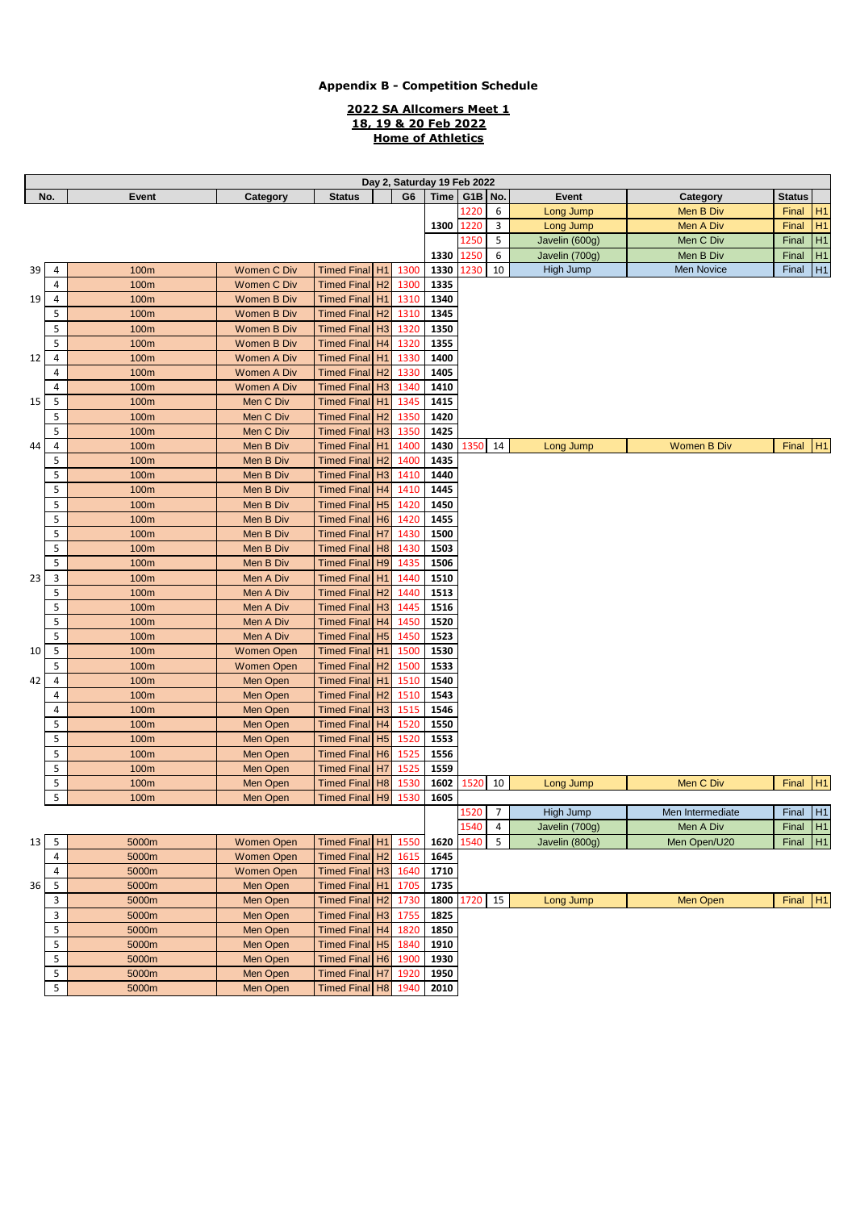### Appendix B - Competition Schedule

**2022 SA Allcomers Meet 1**
**18, 19 & 20 Feb 2022**
**Home of Athletics**

| Day 2, Saturday 19 Feb 2022 | | | | | | | | | | | | | | |
|---|---|---|---|---|---|---|---|---|---|---|---|---|---|---|
| No. | | Event | Category | Status | | G6 | Time | G1B | No. | Event | Category | Status | |
| | | | | | | | | 1220 | 6 | Long Jump | Men B Div | Final | H1 |
| | | | | | | | 1300 | 1220 | 3 | Long Jump | Men A Div | Final | H1 |
| | | | | | | | | 1250 | 5 | Javelin (600g) | Men C Div | Final | H1 |
| | | | | | | | 1330 | 1250 | 6 | Javelin (700g) | Men B Div | Final | H1 |
| 39 | 4 | 100m | Women C Div | Timed Final | H1 | 1300 | 1330 | 1230 | 10 | High Jump | Men Novice | Final | H1 |
| | 4 | 100m | Women C Div | Timed Final | H2 | 1300 | 1335 | | | | | | |
| 19 | 4 | 100m | Women B Div | Timed Final | H1 | 1310 | 1340 | | | | | | |
| | 5 | 100m | Women B Div | Timed Final | H2 | 1310 | 1345 | | | | | | |
| | 5 | 100m | Women B Div | Timed Final | H3 | 1320 | 1350 | | | | | | |
| | 5 | 100m | Women B Div | Timed Final | H4 | 1320 | 1355 | | | | | | |
| 12 | 4 | 100m | Women A Div | Timed Final | H1 | 1330 | 1400 | | | | | | |
| | 4 | 100m | Women A Div | Timed Final | H2 | 1330 | 1405 | | | | | | |
| | 4 | 100m | Women A Div | Timed Final | H3 | 1340 | 1410 | | | | | | |
| 15 | 5 | 100m | Men C Div | Timed Final | H1 | 1345 | 1415 | | | | | | |
| | 5 | 100m | Men C Div | Timed Final | H2 | 1350 | 1420 | | | | | | |
| | 5 | 100m | Men C Div | Timed Final | H3 | 1350 | 1425 | | | | | | |
| 44 | 4 | 100m | Men B Div | Timed Final | H1 | 1400 | 1430 | 1350 | 14 | Long Jump | Women B Div | Final | H1 |
| | 5 | 100m | Men B Div | Timed Final | H2 | 1400 | 1435 | | | | | | |
| | 5 | 100m | Men B Div | Timed Final | H3 | 1410 | 1440 | | | | | | |
| | 5 | 100m | Men B Div | Timed Final | H4 | 1410 | 1445 | | | | | | |
| | 5 | 100m | Men B Div | Timed Final | H5 | 1420 | 1450 | | | | | | |
| | 5 | 100m | Men B Div | Timed Final | H6 | 1420 | 1455 | | | | | | |
| | 5 | 100m | Men B Div | Timed Final | H7 | 1430 | 1500 | | | | | | |
| | 5 | 100m | Men B Div | Timed Final | H8 | 1430 | 1503 | | | | | | |
| | 5 | 100m | Men B Div | Timed Final | H9 | 1435 | 1506 | | | | | | |
| 23 | 3 | 100m | Men A Div | Timed Final | H1 | 1440 | 1510 | | | | | | |
| | 5 | 100m | Men A Div | Timed Final | H2 | 1440 | 1513 | | | | | | |
| | 5 | 100m | Men A Div | Timed Final | H3 | 1445 | 1516 | | | | | | |
| | 5 | 100m | Men A Div | Timed Final | H4 | 1450 | 1520 | | | | | | |
| | 5 | 100m | Men A Div | Timed Final | H5 | 1450 | 1523 | | | | | | |
| 10 | 5 | 100m | Women Open | Timed Final | H1 | 1500 | 1530 | | | | | | |
| | 5 | 100m | Women Open | Timed Final | H2 | 1500 | 1533 | | | | | | |
| 42 | 4 | 100m | Men Open | Timed Final | H1 | 1510 | 1540 | | | | | | |
| | 4 | 100m | Men Open | Timed Final | H2 | 1510 | 1543 | | | | | | |
| | 4 | 100m | Men Open | Timed Final | H3 | 1515 | 1546 | | | | | | |
| | 5 | 100m | Men Open | Timed Final | H4 | 1520 | 1550 | | | | | | |
| | 5 | 100m | Men Open | Timed Final | H5 | 1520 | 1553 | | | | | | |
| | 5 | 100m | Men Open | Timed Final | H6 | 1525 | 1556 | | | | | | |
| | 5 | 100m | Men Open | Timed Final | H7 | 1525 | 1559 | | | | | | |
| | 5 | 100m | Men Open | Timed Final | H8 | 1530 | 1602 | 1520 | 10 | Long Jump | Men C Div | Final | H1 |
| | 5 | 100m | Men Open | Timed Final | H9 | 1530 | 1605 | | | | | | |
| | | | | | | | | 1520 | 7 | High Jump | Men Intermediate | Final | H1 |
| | | | | | | | | 1540 | 4 | Javelin (700g) | Men A Div | Final | H1 |
| 13 | 5 | 5000m | Women Open | Timed Final | H1 | 1550 | 1620 | 1540 | 5 | Javelin (800g) | Men Open/U20 | Final | H1 |
| | 4 | 5000m | Women Open | Timed Final | H2 | 1615 | 1645 | | | | | | |
| | 4 | 5000m | Women Open | Timed Final | H3 | 1640 | 1710 | | | | | | |
| 36 | 5 | 5000m | Men Open | Timed Final | H1 | 1705 | 1735 | | | | | | |
| | 3 | 5000m | Men Open | Timed Final | H2 | 1730 | 1800 | 1720 | 15 | Long Jump | Men Open | Final | H1 |
| | 3 | 5000m | Men Open | Timed Final | H3 | 1755 | 1825 | | | | | | |
| | 5 | 5000m | Men Open | Timed Final | H4 | 1820 | 1850 | | | | | | |
| | 5 | 5000m | Men Open | Timed Final | H5 | 1840 | 1910 | | | | | | |
| | 5 | 5000m | Men Open | Timed Final | H6 | 1900 | 1930 | | | | | | |
| | 5 | 5000m | Men Open | Timed Final | H7 | 1920 | 1950 | | | | | | |
| | 5 | 5000m | Men Open | Timed Final | H8 | 1940 | 2010 | | | | | | |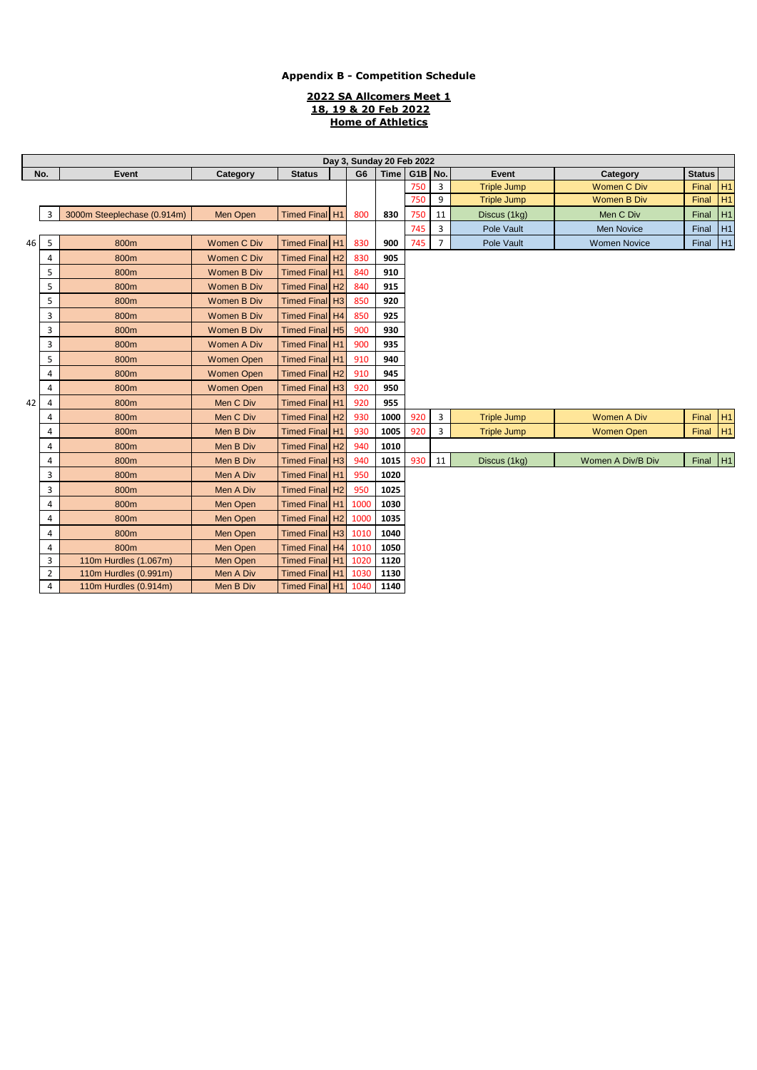**Appendix B - Competition Schedule**

**2022 SA Allcomers Meet 1**
**18, 19 & 20 Feb 2022**
**Home of Athletics**

| Day 3, Sunday 20 Feb 2022 | | | | | | | | | | | | | | |
|---|---|---|---|---|---|---|---|---|---|---|---|---|---|---|
| | No. | Event | Category | Status | | G6 | Time | G1B | No. | Event | Category | Status | |
| | | | | | | | | 750 | 3 | Triple Jump | Women C Div | Final | H1 |
| | | | | | | | | 750 | 9 | Triple Jump | Women B Div | Final | H1 |
| | 3 | 3000m Steeplechase (0.914m) | Men Open | Timed Final | H1 | 800 | 830 | 750 | 11 | Discus (1kg) | Men C Div | Final | H1 |
| | | | | | | | | 745 | 3 | Pole Vault | Men Novice | Final | H1 |
| 46 | 5 | 800m | Women C Div | Timed Final | H1 | 830 | 900 | 745 | 7 | Pole Vault | Women Novice | Final | H1 |
| | 4 | 800m | Women C Div | Timed Final | H2 | 830 | 905 | | | | | | |
| | 5 | 800m | Women B Div | Timed Final | H1 | 840 | 910 | | | | | | |
| | 5 | 800m | Women B Div | Timed Final | H2 | 840 | 915 | | | | | | |
| | 5 | 800m | Women B Div | Timed Final | H3 | 850 | 920 | | | | | | |
| | 3 | 800m | Women B Div | Timed Final | H4 | 850 | 925 | | | | | | |
| | 3 | 800m | Women B Div | Timed Final | H5 | 900 | 930 | | | | | | |
| | 3 | 800m | Women A Div | Timed Final | H1 | 900 | 935 | | | | | | |
| | 5 | 800m | Women Open | Timed Final | H1 | 910 | 940 | | | | | | |
| | 4 | 800m | Women Open | Timed Final | H2 | 910 | 945 | | | | | | |
| | 4 | 800m | Women Open | Timed Final | H3 | 920 | 950 | | | | | | |
| 42 | 4 | 800m | Men C Div | Timed Final | H1 | 920 | 955 | | | | | | |
| | 4 | 800m | Men C Div | Timed Final | H2 | 930 | 1000 | 920 | 3 | Triple Jump | Women A Div | Final | H1 |
| | 4 | 800m | Men B Div | Timed Final | H1 | 930 | 1005 | 920 | 3 | Triple Jump | Women Open | Final | H1 |
| | 4 | 800m | Men B Div | Timed Final | H2 | 940 | 1010 | | | | | | |
| | 4 | 800m | Men B Div | Timed Final | H3 | 940 | 1015 | 930 | 11 | Discus (1kg) | Women A Div/B Div | Final | H1 |
| | 3 | 800m | Men A Div | Timed Final | H1 | 950 | 1020 | | | | | | |
| | 3 | 800m | Men A Div | Timed Final | H2 | 950 | 1025 | | | | | | |
| | 4 | 800m | Men Open | Timed Final | H1 | 1000 | 1030 | | | | | | |
| | 4 | 800m | Men Open | Timed Final | H2 | 1000 | 1035 | | | | | | |
| | 4 | 800m | Men Open | Timed Final | H3 | 1010 | 1040 | | | | | | |
| | 4 | 800m | Men Open | Timed Final | H4 | 1010 | 1050 | | | | | | |
| | 3 | 110m Hurdles (1.067m) | Men Open | Timed Final | H1 | 1020 | 1120 | | | | | | |
| | 2 | 110m Hurdles (0.991m) | Men A Div | Timed Final | H1 | 1030 | 1130 | | | | | | |
| | 4 | 110m Hurdles (0.914m) | Men B Div | Timed Final | H1 | 1040 | 1140 | | | | | | |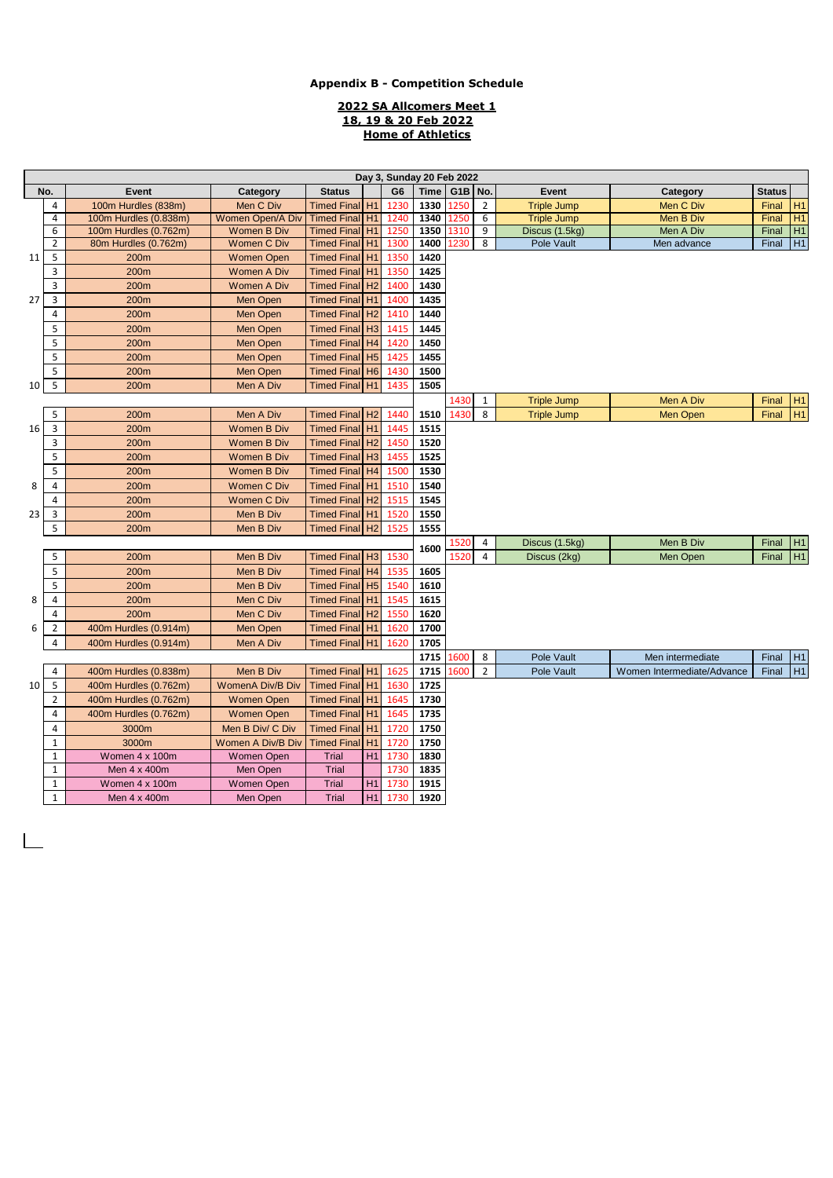## Appendix B - Competition Schedule

**2022 SA Allcomers Meet 1**
**18, 19 & 20 Feb 2022**
**Home of Athletics**

| Day 3, Sunday 20 Feb 2022 | | | | | | | | | | | | | | |
|---|---|---|---|---|---|---|---|---|---|---|---|---|---|---|
| No. | | Event | Category | Status | | G6 | Time | G1B | No. | Event | Category | Status | |
| | 4 | 100m Hurdles (838m) | Men C Div | Timed Final | H1 | 1230 | 1330 | 1250 | 2 | Triple Jump | Men C Div | Final | H1 |
| | 4 | 100m Hurdles (0.838m) | Women Open/A Div | Timed Final | H1 | 1240 | 1340 | 1250 | 6 | Triple Jump | Men B Div | Final | H1 |
| | 6 | 100m Hurdles (0.762m) | Women B Div | Timed Final | H1 | 1250 | 1350 | 1310 | 9 | Discus (1.5kg) | Men A Div | Final | H1 |
| | 2 | 80m Hurdles (0.762m) | Women C Div | Timed Final | H1 | 1300 | 1400 | 1230 | 8 | Pole Vault | Men advance | Final | H1 |
| 11 | 5 | 200m | Women Open | Timed Final | H1 | 1350 | 1420 | | | | | | |
| | 3 | 200m | Women A Div | Timed Final | H1 | 1350 | 1425 | | | | | | |
| | 3 | 200m | Women A Div | Timed Final | H2 | 1400 | 1430 | | | | | | |
| 27 | 3 | 200m | Men Open | Timed Final | H1 | 1400 | 1435 | | | | | | |
| | 4 | 200m | Men Open | Timed Final | H2 | 1410 | 1440 | | | | | | |
| | 5 | 200m | Men Open | Timed Final | H3 | 1415 | 1445 | | | | | | |
| | 5 | 200m | Men Open | Timed Final | H4 | 1420 | 1450 | | | | | | |
| | 5 | 200m | Men Open | Timed Final | H5 | 1425 | 1455 | | | | | | |
| | 5 | 200m | Men Open | Timed Final | H6 | 1430 | 1500 | | | | | | |
| 10 | 5 | 200m | Men A Div | Timed Final | H1 | 1435 | 1505 | | | | | | |
| | | | | | | | | 1430 | 1 | Triple Jump | Men A Div | Final | H1 |
| | 5 | 200m | Men A Div | Timed Final | H2 | 1440 | 1510 | 1430 | 8 | Triple Jump | Men Open | Final | H1 |
| 16 | 3 | 200m | Women B Div | Timed Final | H1 | 1445 | 1515 | | | | | | |
| | 3 | 200m | Women B Div | Timed Final | H2 | 1450 | 1520 | | | | | | |
| | 5 | 200m | Women B Div | Timed Final | H3 | 1455 | 1525 | | | | | | |
| | 5 | 200m | Women B Div | Timed Final | H4 | 1500 | 1530 | | | | | | |
| 8 | 4 | 200m | Women C Div | Timed Final | H1 | 1510 | 1540 | | | | | | |
| | 4 | 200m | Women C Div | Timed Final | H2 | 1515 | 1545 | | | | | | |
| 23 | 3 | 200m | Men B Div | Timed Final | H1 | 1520 | 1550 | | | | | | |
| | 5 | 200m | Men B Div | Timed Final | H2 | 1525 | 1555 | | | | | | |
| | | | | | | | 1600 | 1520 | 4 | Discus (1.5kg) | Men B Div | Final | H1 |
| | 5 | 200m | Men B Div | Timed Final | H3 | 1530 | | 1520 | 4 | Discus (2kg) | Men Open | Final | H1 |
| | 5 | 200m | Men B Div | Timed Final | H4 | 1535 | 1605 | | | | | | |
| | 5 | 200m | Men B Div | Timed Final | H5 | 1540 | 1610 | | | | | | |
| 8 | 4 | 200m | Men C Div | Timed Final | H1 | 1545 | 1615 | | | | | | |
| | 4 | 200m | Men C Div | Timed Final | H2 | 1550 | 1620 | | | | | | |
| 6 | 2 | 400m Hurdles (0.914m) | Men Open | Timed Final | H1 | 1620 | 1700 | | | | | | |
| | 4 | 400m Hurdles (0.914m) | Men A Div | Timed Final | H1 | 1620 | 1705 | | | | | | |
| | | | | | | | 1715 | 1600 | 8 | Pole Vault | Men intermediate | Final | H1 |
| | 4 | 400m Hurdles (0.838m) | Men B Div | Timed Final | H1 | 1625 | 1715 | 1600 | 2 | Pole Vault | Women Intermediate/Advance | Final | H1 |
| 10 | 5 | 400m Hurdles (0.762m) | WomenA Div/B Div | Timed Final | H1 | 1630 | 1725 | | | | | | |
| | 2 | 400m Hurdles (0.762m) | Women Open | Timed Final | H1 | 1645 | 1730 | | | | | | |
| | 4 | 400m Hurdles (0.762m) | Women Open | Timed Final | H1 | 1645 | 1735 | | | | | | |
| | 4 | 3000m | Men B Div/ C Div | Timed Final | H1 | 1720 | 1750 | | | | | | |
| | 1 | 3000m | Women A Div/B Div | Timed Final | H1 | 1720 | 1750 | | | | | | |
| | 1 | Women 4 x 100m | Women Open | Trial | H1 | 1730 | 1830 | | | | | | |
| | 1 | Men 4 x 400m | Men Open | Trial | | 1730 | 1835 | | | | | | |
| | 1 | Women 4 x 100m | Women Open | Trial | H1 | 1730 | 1915 | | | | | | |
| | 1 | Men 4 x 400m | Men Open | Trial | H1 | 1730 | 1920 | | | | | | |